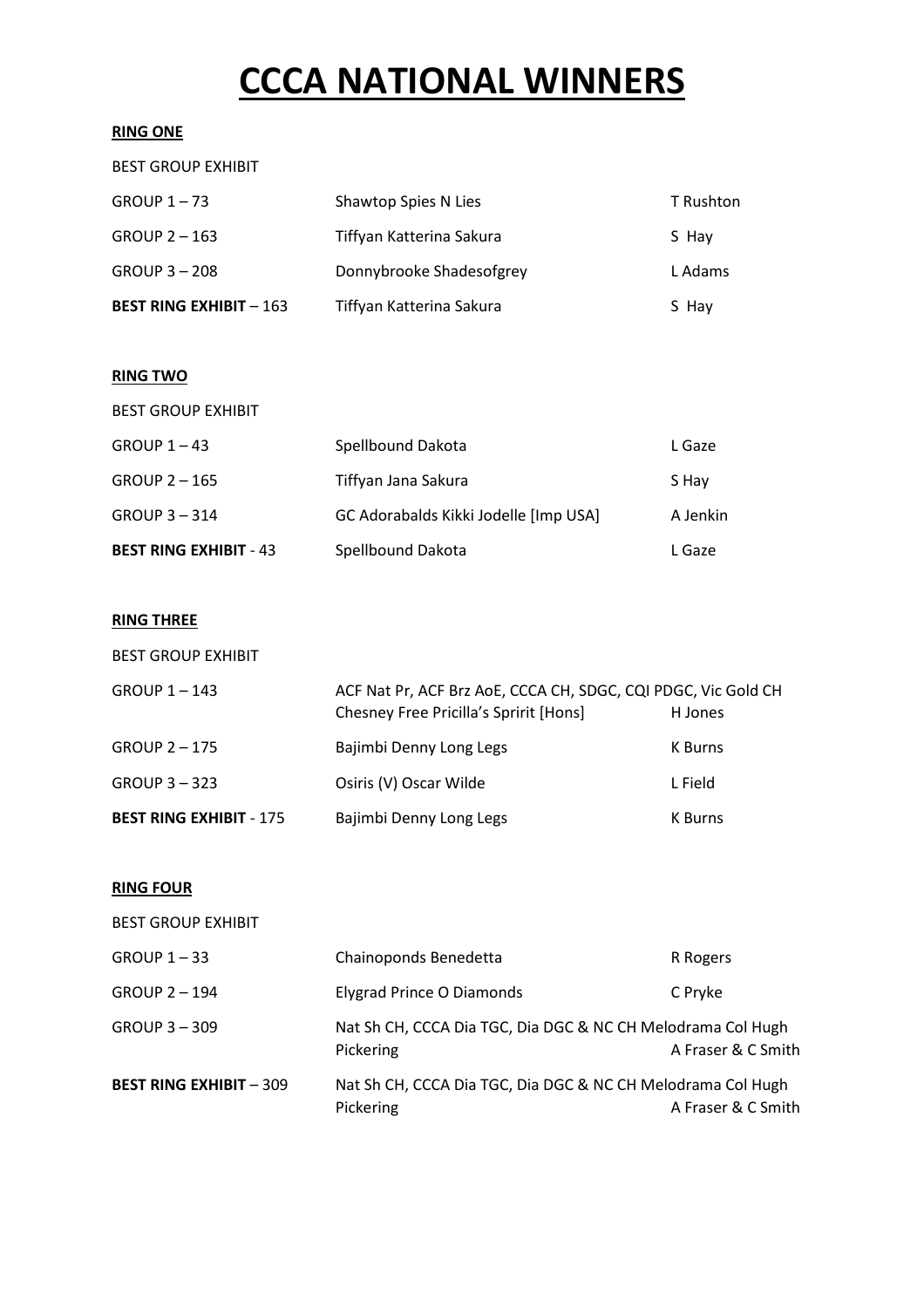# CCCA NATIONAL WINNERS

**RING ONE**

BEST GROUP EXHIBIT

| | | |
|---|---|---|
| GROUP 1 – 73 | Shawtop Spies N Lies | T Rushton |
| GROUP 2 – 163 | Tiffyan Katterina Sakura | S Hay |
| GROUP 3 – 208 | Donnybrooke Shadesofgrey | L Adams |
| **BEST RING EXHIBIT** – 163 | Tiffyan Katterina Sakura | S Hay |

**RING TWO**

BEST GROUP EXHIBIT

| | | |
|---|---|---|
| GROUP 1 – 43 | Spellbound Dakota | L Gaze |
| GROUP 2 – 165 | Tiffyan Jana Sakura | S Hay |
| GROUP 3 – 314 | GC Adorabalds Kikki Jodelle [Imp USA] | A Jenkin |
| **BEST RING EXHIBIT** - 43 | Spellbound Dakota | L Gaze |

**RING THREE**

BEST GROUP EXHIBIT

| | | |
|---|---|---|
| GROUP 1 – 143 | ACF Nat Pr, ACF Brz AoE, CCCA CH, SDGC, CQI PDGC, Vic Gold CH Chesney Free Pricilla's Spririt [Hons] | H Jones |
| GROUP 2 – 175 | Bajimbi Denny Long Legs | K Burns |
| GROUP 3 – 323 | Osiris (V) Oscar Wilde | L Field |
| **BEST RING EXHIBIT** - 175 | Bajimbi Denny Long Legs | K Burns |

**RING FOUR**

BEST GROUP EXHIBIT

| | | |
|---|---|---|
| GROUP 1 – 33 | Chainoponds Benedetta | R Rogers |
| GROUP 2 – 194 | Elygrad Prince O Diamonds | C Pryke |
| GROUP 3 – 309 | Nat Sh CH, CCCA Dia TGC, Dia DGC & NC CH Melodrama Col Hugh Pickering | A Fraser & C Smith |
| **BEST RING EXHIBIT** – 309 | Nat Sh CH, CCCA Dia TGC, Dia DGC & NC CH Melodrama Col Hugh Pickering | A Fraser & C Smith |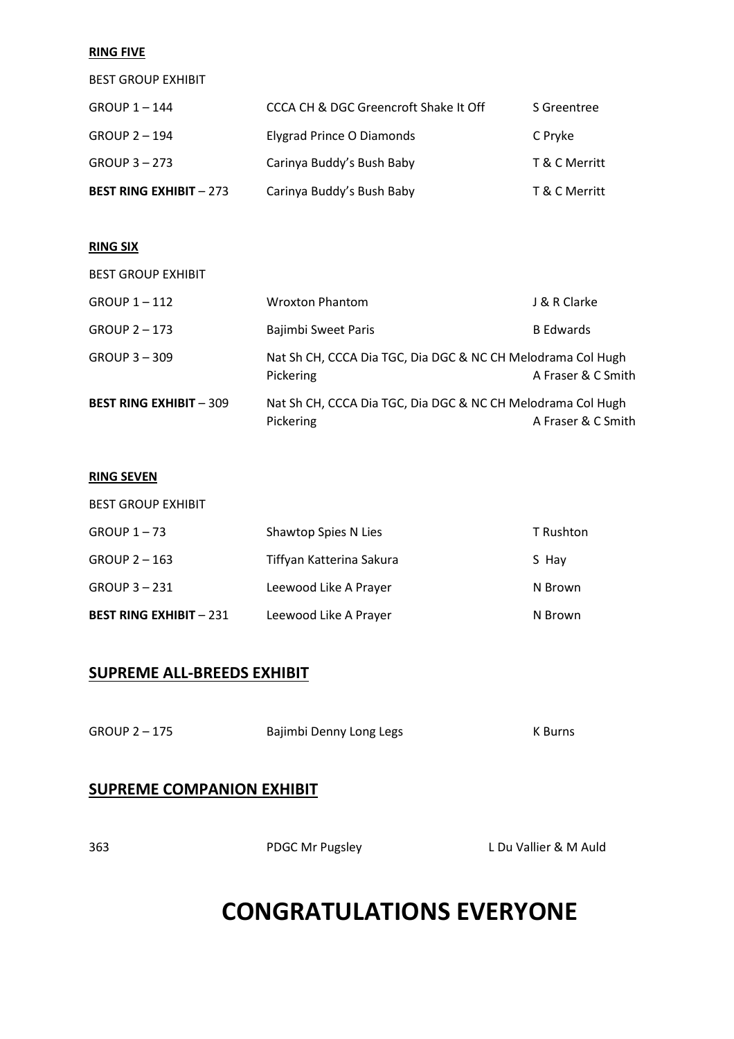**RING FIVE**

BEST GROUP EXHIBIT

| | | |
|---|---|---|
| GROUP 1 – 144 | CCCA CH & DGC Greencroft Shake It Off | S Greentree |
| GROUP 2 – 194 | Elygrad Prince O Diamonds | C Pryke |
| GROUP 3 – 273 | Carinya Buddy's Bush Baby | T & C Merritt |
| **BEST RING EXHIBIT** – 273 | Carinya Buddy's Bush Baby | T & C Merritt |

**RING SIX**

BEST GROUP EXHIBIT

| | | |
|---|---|---|
| GROUP 1 – 112 | Wroxton Phantom | J & R Clarke |
| GROUP 2 – 173 | Bajimbi Sweet Paris | B Edwards |
| GROUP 3 – 309 | Nat Sh CH, CCCA Dia TGC, Dia DGC & NC CH Melodrama Col Hugh Pickering | A Fraser & C Smith |
| **BEST RING EXHIBIT** – 309 | Nat Sh CH, CCCA Dia TGC, Dia DGC & NC CH Melodrama Col Hugh Pickering | A Fraser & C Smith |

**RING SEVEN**

BEST GROUP EXHIBIT

| | | |
|---|---|---|
| GROUP 1 – 73 | Shawtop Spies N Lies | T Rushton |
| GROUP 2 – 163 | Tiffyan Katterina Sakura | S Hay |
| GROUP 3 – 231 | Leewood Like A Prayer | N Brown |
| **BEST RING EXHIBIT** – 231 | Leewood Like A Prayer | N Brown |

## SUPREME ALL-BREEDS EXHIBIT

| | | |
|---|---|---|
| GROUP 2 – 175 | Bajimbi Denny Long Legs | K Burns |

## SUPREME COMPANION EXHIBIT

| | | |
|---|---|---|
| 363 | PDGC Mr Pugsley | L Du Vallier & M Auld |

# CONGRATULATIONS EVERYONE